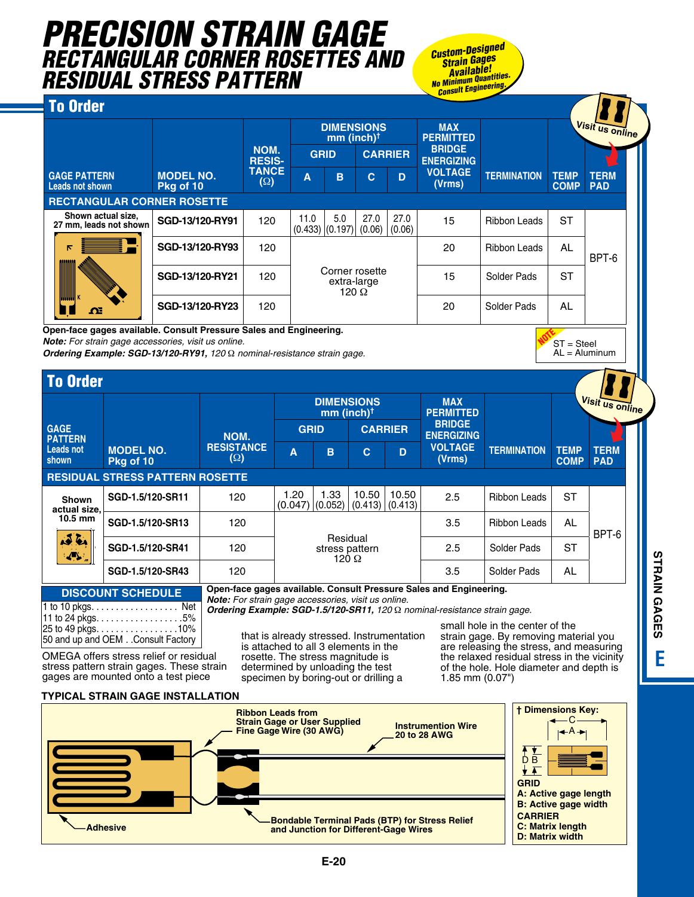# PRECISION STRAIN GAGE
## RECTANGULAR CORNER ROSETTES AND RESIDUAL STRESS PATTERN

Custom-Designed Strain Gages Available! No Minimum Quantities. Consult Engineering.

### To Order

| GAGE PATTERN Leads not shown | MODEL NO. Pkg of 10 | NOM. RESISTANCE (Ω) | DIMENSIONS mm (inch)† GRID A | GRID B | CARRIER C | CARRIER D | MAX PERMITTED BRIDGE ENERGIZING VOLTAGE (Vrms) | TERMINATION | TEMP COMP | TERM PAD |
|---|---|---|---|---|---|---|---|---|---|---|
| **RECTANGULAR CORNER ROSETTE** | | | | | | | | | | |
| Shown actual size, 27 mm, leads not shown | SGD-13/120-RY91 | 120 | 11.0 (0.433) | 5.0 (0.197) | 27.0 (0.06) | 27.0 (0.06) | 15 | Ribbon Leads | ST | BPT-6 |
| | SGD-13/120-RY93 | 120 | Corner rosette extra-large 120 Ω | | | | 20 | Ribbon Leads | AL | BPT-6 |
| | SGD-13/120-RY21 | 120 | Corner rosette extra-large 120 Ω | | | | 15 | Solder Pads | ST | BPT-6 |
| | SGD-13/120-RY23 | 120 | Corner rosette extra-large 120 Ω | | | | 20 | Solder Pads | AL | BPT-6 |

**Open-face gages available. Consult Pressure Sales and Engineering.**
***Note:*** *For strain gage accessories, visit us online.*
***Ordering Example: SGD-13/120-RY91,*** *120 Ω nominal-resistance strain gage.*

NOTE: ST = Steel, AL = Aluminum

### To Order

| GAGE PATTERN Leads not shown | MODEL NO. Pkg of 10 | NOM. RESISTANCE (Ω) | DIMENSIONS mm (inch)† GRID A | GRID B | CARRIER C | CARRIER D | MAX PERMITTED BRIDGE ENERGIZING VOLTAGE (Vrms) | TERMINATION | TEMP COMP | TERM PAD |
|---|---|---|---|---|---|---|---|---|---|---|
| **RESIDUAL STRESS PATTERN ROSETTE** | | | | | | | | | | |
| Shown actual size, 10.5 mm | SGD-1.5/120-SR11 | 120 | 1.20 (0.047) | 1.33 (0.052) | 10.50 (0.413) | 10.50 (0.413) | 2.5 | Ribbon Leads | ST | BPT-6 |
| | SGD-1.5/120-SR13 | 120 | Residual stress pattern 120 Ω | | | | 3.5 | Ribbon Leads | AL | BPT-6 |
| | SGD-1.5/120-SR41 | 120 | Residual stress pattern 120 Ω | | | | 2.5 | Solder Pads | ST | BPT-6 |
| | SGD-1.5/120-SR43 | 120 | Residual stress pattern 120 Ω | | | | 3.5 | Solder Pads | AL | BPT-6 |

**Open-face gages available. Consult Pressure Sales and Engineering.**
***Note:*** *For strain gage accessories, visit us online.*
***Ordering Example: SGD-1.5/120-SR11,*** *120 Ω nominal-resistance strain gage.*

| DISCOUNT SCHEDULE | |
|---|---|
| 1 to 10 pkgs. | Net |
| 11 to 24 pkgs. | 5% |
| 25 to 49 pkgs. | 10% |
| 50 and up and OEM | Consult Factory |

OMEGA offers stress relief or residual stress pattern strain gages. These strain gages are mounted onto a test piece that is already stressed. Instrumentation is attached to all 3 elements in the rosette. The stress magnitude is determined by unloading the test specimen by boring-out or drilling a small hole in the center of the strain gage. By removing material you are releasing the stress, and measuring the relaxed residual stress in the vicinity of the hole. Hole diameter and depth is 1.85 mm (0.07").

### TYPICAL STRAIN GAGE INSTALLATION

- Ribbon Leads from Strain Gage or User Supplied Fine Gage Wire (30 AWG)
- Instrumention Wire 20 to 28 AWG
- Adhesive
- Bondable Terminal Pads (BTP) for Stress Relief and Junction for Different-Gage Wires

**† Dimensions Key:**

**GRID**
**A: Active gage length**
**B: Active gage width**
**CARRIER**
**C: Matrix length**
**D: Matrix width**

STRAIN GAGES E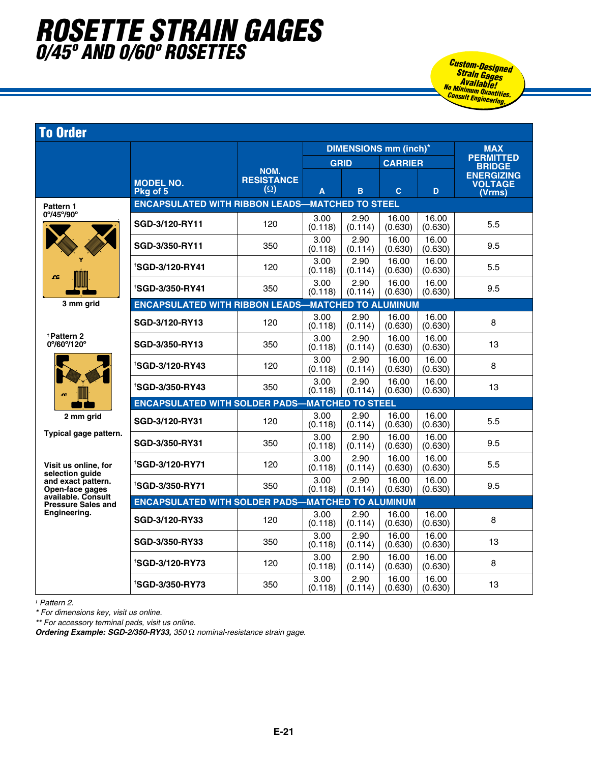# ROSETTE STRAIN GAGES
## 0/45° AND 0/60° ROSETTES

**Custom-Designed Strain Gages Available!** No Minimum Quantities. Consult Engineering.

## To Order

| MODEL NO. Pkg of 5 | NOM. RESISTANCE (Ω) | DIMENSIONS mm (inch)* GRID A | | CARRIER C | | MAX PERMITTED BRIDGE ENERGIZING VOLTAGE (Vrms) |
|---|---|---|---|---|---|---|
| | | A | B | C | D | |
| **ENCAPSULATED WITH RIBBON LEADS—MATCHED TO STEEL** | | | | | | |
| SGD-3/120-RY11 | 120 | 3.00 (0.118) | 2.90 (0.114) | 16.00 (0.630) | 16.00 (0.630) | 5.5 |
| SGD-3/350-RY11 | 350 | 3.00 (0.118) | 2.90 (0.114) | 16.00 (0.630) | 16.00 (0.630) | 9.5 |
| †SGD-3/120-RY41 | 120 | 3.00 (0.118) | 2.90 (0.114) | 16.00 (0.630) | 16.00 (0.630) | 5.5 |
| †SGD-3/350-RY41 | 350 | 3.00 (0.118) | 2.90 (0.114) | 16.00 (0.630) | 16.00 (0.630) | 9.5 |
| **ENCAPSULATED WITH RIBBON LEADS—MATCHED TO ALUMINUM** | | | | | | |
| SGD-3/120-RY13 | 120 | 3.00 (0.118) | 2.90 (0.114) | 16.00 (0.630) | 16.00 (0.630) | 8 |
| SGD-3/350-RY13 | 350 | 3.00 (0.118) | 2.90 (0.114) | 16.00 (0.630) | 16.00 (0.630) | 13 |
| †SGD-3/120-RY43 | 120 | 3.00 (0.118) | 2.90 (0.114) | 16.00 (0.630) | 16.00 (0.630) | 8 |
| †SGD-3/350-RY43 | 350 | 3.00 (0.118) | 2.90 (0.114) | 16.00 (0.630) | 16.00 (0.630) | 13 |
| **ENCAPSULATED WITH SOLDER PADS—MATCHED TO STEEL** | | | | | | |
| SGD-3/120-RY31 | 120 | 3.00 (0.118) | 2.90 (0.114) | 16.00 (0.630) | 16.00 (0.630) | 5.5 |
| SGD-3/350-RY31 | 350 | 3.00 (0.118) | 2.90 (0.114) | 16.00 (0.630) | 16.00 (0.630) | 9.5 |
| †SGD-3/120-RY71 | 120 | 3.00 (0.118) | 2.90 (0.114) | 16.00 (0.630) | 16.00 (0.630) | 5.5 |
| †SGD-3/350-RY71 | 350 | 3.00 (0.118) | 2.90 (0.114) | 16.00 (0.630) | 16.00 (0.630) | 9.5 |
| **ENCAPSULATED WITH SOLDER PADS—MATCHED TO ALUMINUM** | | | | | | |
| SGD-3/120-RY33 | 120 | 3.00 (0.118) | 2.90 (0.114) | 16.00 (0.630) | 16.00 (0.630) | 8 |
| SGD-3/350-RY33 | 350 | 3.00 (0.118) | 2.90 (0.114) | 16.00 (0.630) | 16.00 (0.630) | 13 |
| †SGD-3/120-RY73 | 120 | 3.00 (0.118) | 2.90 (0.114) | 16.00 (0.630) | 16.00 (0.630) | 8 |
| †SGD-3/350-RY73 | 350 | 3.00 (0.118) | 2.90 (0.114) | 16.00 (0.630) | 16.00 (0.630) | 13 |

**Pattern 1**
**0°/45°/90°**

**3 mm grid**

**† Pattern 2**
**0°/60°/120°**

**2 mm grid**

**Typical gage pattern.**

**Visit us online, for selection guide and exact pattern. Open-face gages available. Consult Pressure Sales and Engineering.**

*† Pattern 2.*
*\* For dimensions key, visit us online.*
*\*\* For accessory terminal pads, visit us online.*
***Ordering Example: SGD-2/350-RY33,*** *350 Ω nominal-resistance strain gage.*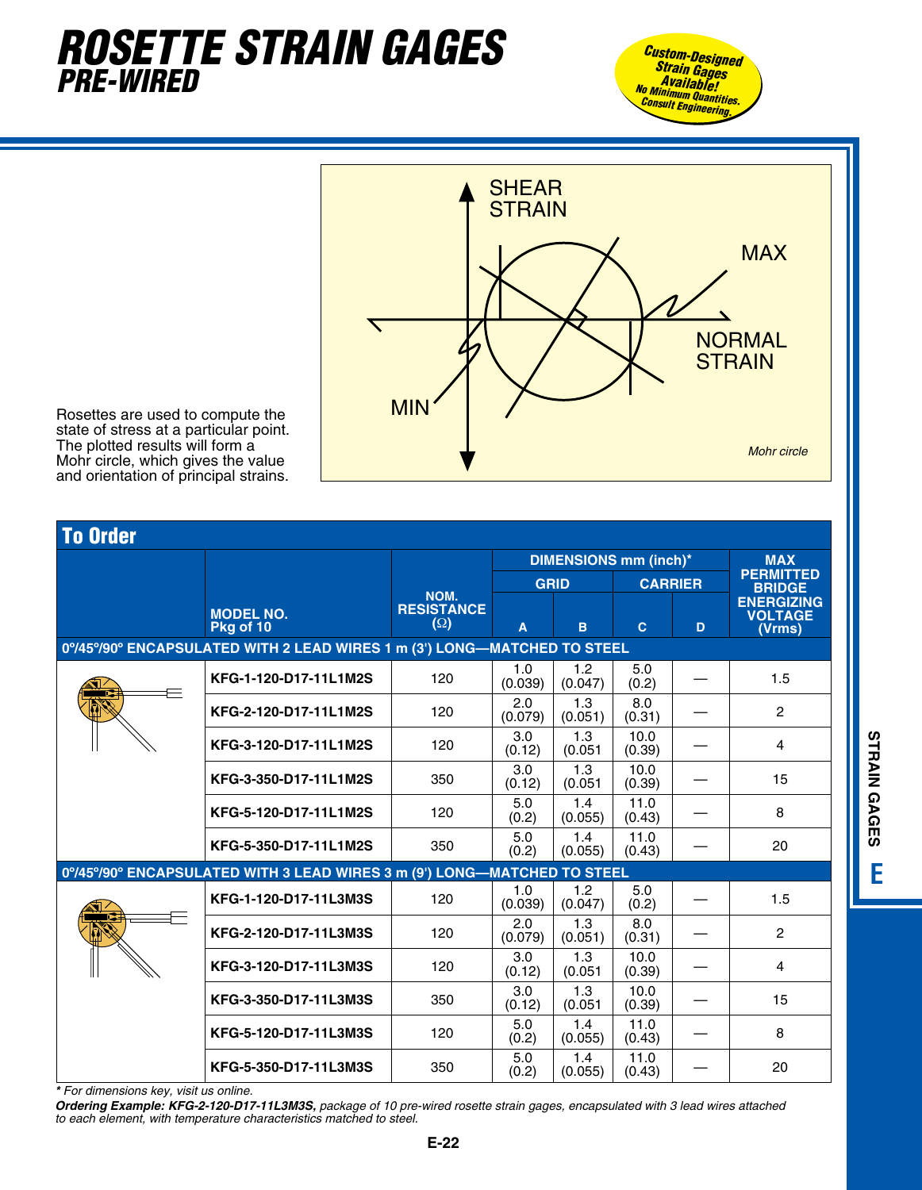# ROSETTE STRAIN GAGES
## PRE-WIRED

*Custom-Designed Strain Gages Available! No Minimum Quantities. Consult Engineering.*

Rosettes are used to compute the state of stress at a particular point. The plotted results will form a Mohr circle, which gives the value and orientation of principal strains.

SHEAR STRAIN
MAX
NORMAL STRAIN
MIN

*Mohr circle*

## To Order

| MODEL NO. Pkg of 10 | NOM. RESISTANCE (Ω) | DIMENSIONS mm (inch)* | | | | MAX PERMITTED BRIDGE ENERGIZING VOLTAGE (Vrms) |
|---|---|---|---|---|---|---|
| | | GRID | | CARRIER | | |
| | | A | B | C | D | |
| **0°/45°/90° ENCAPSULATED WITH 2 LEAD WIRES 1 m (3') LONG—MATCHED TO STEEL** | | | | | | |
| KFG-1-120-D17-11L1M2S | 120 | 1.0 (0.039) | 1.2 (0.047) | 5.0 (0.2) | — | 1.5 |
| KFG-2-120-D17-11L1M2S | 120 | 2.0 (0.079) | 1.3 (0.051) | 8.0 (0.31) | — | 2 |
| KFG-3-120-D17-11L1M2S | 120 | 3.0 (0.12) | 1.3 (0.051 | 10.0 (0.39) | — | 4 |
| KFG-3-350-D17-11L1M2S | 350 | 3.0 (0.12) | 1.3 (0.051 | 10.0 (0.39) | — | 15 |
| KFG-5-120-D17-11L1M2S | 120 | 5.0 (0.2) | 1.4 (0.055) | 11.0 (0.43) | — | 8 |
| KFG-5-350-D17-11L1M2S | 350 | 5.0 (0.2) | 1.4 (0.055) | 11.0 (0.43) | — | 20 |
| **0°/45°/90° ENCAPSULATED WITH 3 LEAD WIRES 3 m (9') LONG—MATCHED TO STEEL** | | | | | | |
| KFG-1-120-D17-11L3M3S | 120 | 1.0 (0.039) | 1.2 (0.047) | 5.0 (0.2) | — | 1.5 |
| KFG-2-120-D17-11L3M3S | 120 | 2.0 (0.079) | 1.3 (0.051) | 8.0 (0.31) | — | 2 |
| KFG-3-120-D17-11L3M3S | 120 | 3.0 (0.12) | 1.3 (0.051 | 10.0 (0.39) | — | 4 |
| KFG-3-350-D17-11L3M3S | 350 | 3.0 (0.12) | 1.3 (0.051 | 10.0 (0.39) | — | 15 |
| KFG-5-120-D17-11L3M3S | 120 | 5.0 (0.2) | 1.4 (0.055) | 11.0 (0.43) | — | 8 |
| KFG-5-350-D17-11L3M3S | 350 | 5.0 (0.2) | 1.4 (0.055) | 11.0 (0.43) | — | 20 |

*\* For dimensions key, visit us online.*

***Ordering Example: KFG-2-120-D17-11L3M3S,*** *package of 10 pre-wired rosette strain gages, encapsulated with 3 lead wires attached to each element, with temperature characteristics matched to steel.*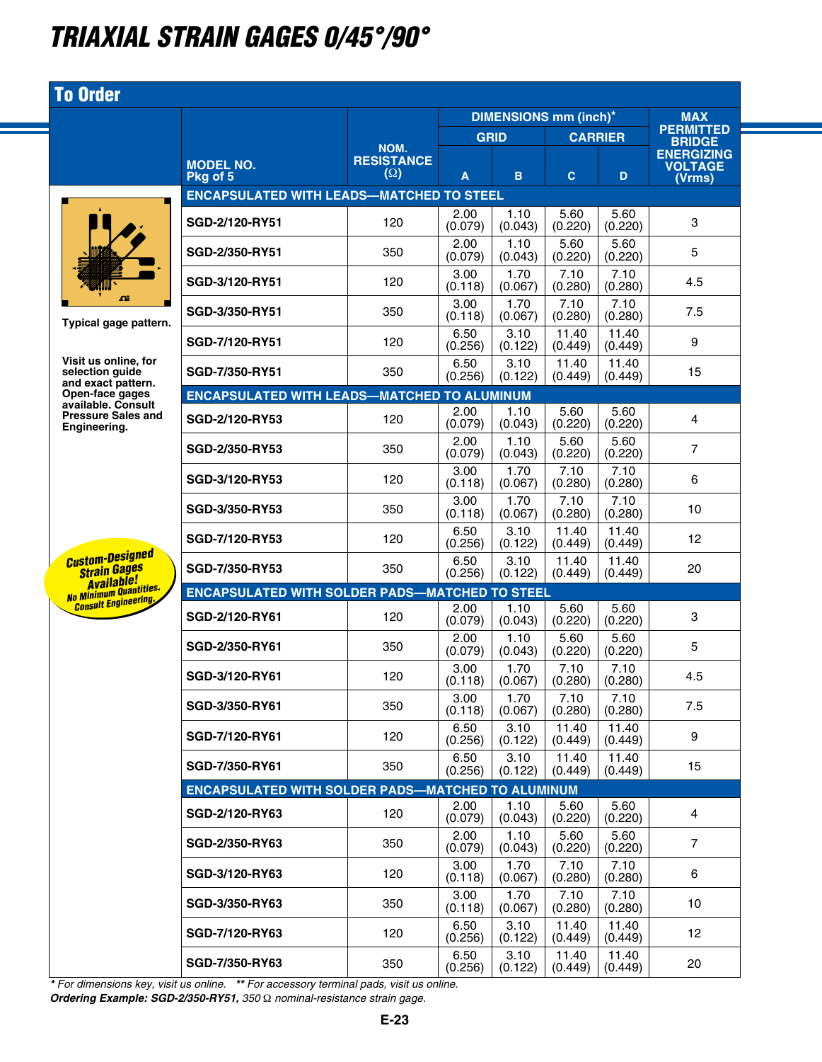# TRIAXIAL STRAIN GAGES 0/45°/90°

## To Order

Typical gage pattern.

Visit us online, for selection guide and exact pattern. Open-face gages available. Consult Pressure Sales and Engineering.

**Custom-Designed Strain Gages Available!** No Minimum Quantities. Consult Engineering.

| MODEL NO. Pkg of 5 | NOM. RESISTANCE (Ω) | DIMENSIONS mm (inch)* | | | | MAX PERMITTED BRIDGE ENERGIZING VOLTAGE (Vrms) |
|---|---|---|---|---|---|---|
| | | GRID | | CARRIER | | |
| | | A | B | C | D | |
| **ENCAPSULATED WITH LEADS—MATCHED TO STEEL** | | | | | | |
| SGD-2/120-RY51 | 120 | 2.00 (0.079) | 1.10 (0.043) | 5.60 (0.220) | 5.60 (0.220) | 3 |
| SGD-2/350-RY51 | 350 | 2.00 (0.079) | 1.10 (0.043) | 5.60 (0.220) | 5.60 (0.220) | 5 |
| SGD-3/120-RY51 | 120 | 3.00 (0.118) | 1.70 (0.067) | 7.10 (0.280) | 7.10 (0.280) | 4.5 |
| SGD-3/350-RY51 | 350 | 3.00 (0.118) | 1.70 (0.067) | 7.10 (0.280) | 7.10 (0.280) | 7.5 |
| SGD-7/120-RY51 | 120 | 6.50 (0.256) | 3.10 (0.122) | 11.40 (0.449) | 11.40 (0.449) | 9 |
| SGD-7/350-RY51 | 350 | 6.50 (0.256) | 3.10 (0.122) | 11.40 (0.449) | 11.40 (0.449) | 15 |
| **ENCAPSULATED WITH LEADS—MATCHED TO ALUMINUM** | | | | | | |
| SGD-2/120-RY53 | 120 | 2.00 (0.079) | 1.10 (0.043) | 5.60 (0.220) | 5.60 (0.220) | 4 |
| SGD-2/350-RY53 | 350 | 2.00 (0.079) | 1.10 (0.043) | 5.60 (0.220) | 5.60 (0.220) | 7 |
| SGD-3/120-RY53 | 120 | 3.00 (0.118) | 1.70 (0.067) | 7.10 (0.280) | 7.10 (0.280) | 6 |
| SGD-3/350-RY53 | 350 | 3.00 (0.118) | 1.70 (0.067) | 7.10 (0.280) | 7.10 (0.280) | 10 |
| SGD-7/120-RY53 | 120 | 6.50 (0.256) | 3.10 (0.122) | 11.40 (0.449) | 11.40 (0.449) | 12 |
| SGD-7/350-RY53 | 350 | 6.50 (0.256) | 3.10 (0.122) | 11.40 (0.449) | 11.40 (0.449) | 20 |
| **ENCAPSULATED WITH SOLDER PADS—MATCHED TO STEEL** | | | | | | |
| SGD-2/120-RY61 | 120 | 2.00 (0.079) | 1.10 (0.043) | 5.60 (0.220) | 5.60 (0.220) | 3 |
| SGD-2/350-RY61 | 350 | 2.00 (0.079) | 1.10 (0.043) | 5.60 (0.220) | 5.60 (0.220) | 5 |
| SGD-3/120-RY61 | 120 | 3.00 (0.118) | 1.70 (0.067) | 7.10 (0.280) | 7.10 (0.280) | 4.5 |
| SGD-3/350-RY61 | 350 | 3.00 (0.118) | 1.70 (0.067) | 7.10 (0.280) | 7.10 (0.280) | 7.5 |
| SGD-7/120-RY61 | 120 | 6.50 (0.256) | 3.10 (0.122) | 11.40 (0.449) | 11.40 (0.449) | 9 |
| SGD-7/350-RY61 | 350 | 6.50 (0.256) | 3.10 (0.122) | 11.40 (0.449) | 11.40 (0.449) | 15 |
| **ENCAPSULATED WITH SOLDER PADS—MATCHED TO ALUMINUM** | | | | | | |
| SGD-2/120-RY63 | 120 | 2.00 (0.079) | 1.10 (0.043) | 5.60 (0.220) | 5.60 (0.220) | 4 |
| SGD-2/350-RY63 | 350 | 2.00 (0.079) | 1.10 (0.043) | 5.60 (0.220) | 5.60 (0.220) | 7 |
| SGD-3/120-RY63 | 120 | 3.00 (0.118) | 1.70 (0.067) | 7.10 (0.280) | 7.10 (0.280) | 6 |
| SGD-3/350-RY63 | 350 | 3.00 (0.118) | 1.70 (0.067) | 7.10 (0.280) | 7.10 (0.280) | 10 |
| SGD-7/120-RY63 | 120 | 6.50 (0.256) | 3.10 (0.122) | 11.40 (0.449) | 11.40 (0.449) | 12 |
| SGD-7/350-RY63 | 350 | 6.50 (0.256) | 3.10 (0.122) | 11.40 (0.449) | 11.40 (0.449) | 20 |

*\* For dimensions key, visit us online. \*\* For accessory terminal pads, visit us online.*

***Ordering Example: SGD-2/350-RY51,*** *350 Ω nominal-resistance strain gage.*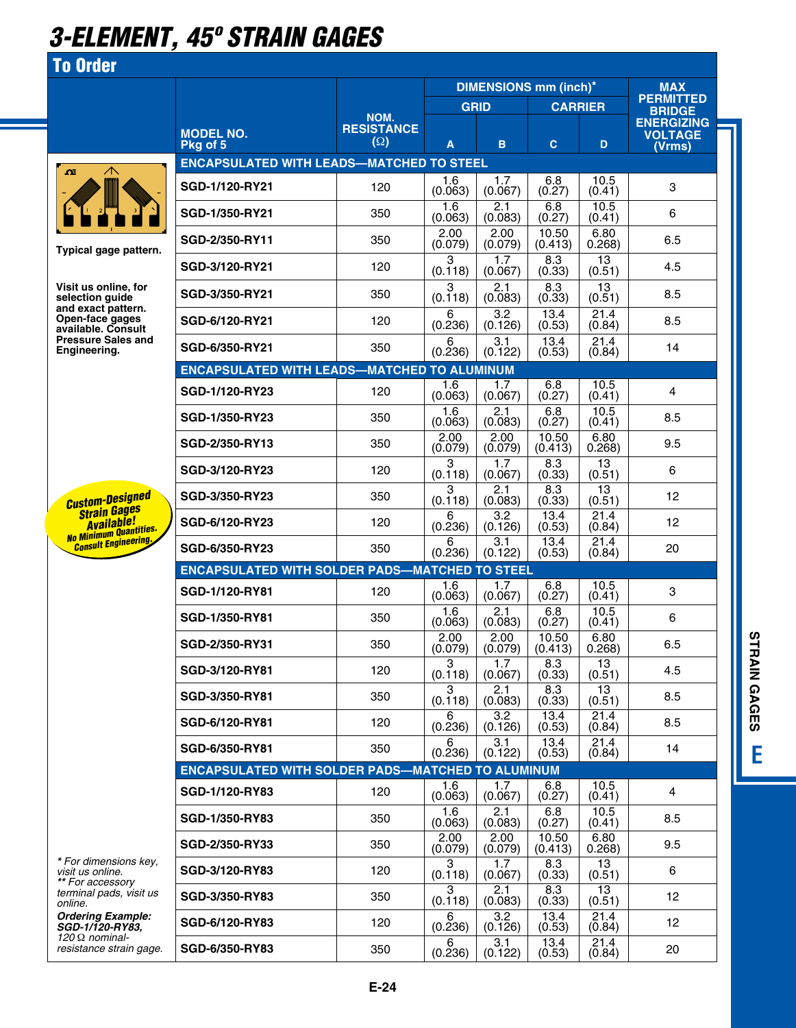# 3-ELEMENT, 45º STRAIN GAGES

## To Order

| MODEL NO. Pkg of 5 | NOM. RESISTANCE (Ω) | DIMENSIONS mm (inch)* GRID A | GRID B | CARRIER C | CARRIER D | MAX PERMITTED BRIDGE ENERGIZING VOLTAGE (Vrms) |
|---|---|---|---|---|---|---|
| **ENCAPSULATED WITH LEADS—MATCHED TO STEEL** | | | | | | |
| SGD-1/120-RY21 | 120 | 1.6 (0.063) | 1.7 (0.067) | 6.8 (0.27) | 10.5 (0.41) | 3 |
| SGD-1/350-RY21 | 350 | 1.6 (0.063) | 2.1 (0.083) | 6.8 (0.27) | 10.5 (0.41) | 6 |
| SGD-2/350-RY11 | 350 | 2.00 (0.079) | 2.00 (0.079) | 10.50 (0.413) | 6.80 0.268) | 6.5 |
| SGD-3/120-RY21 | 120 | 3 (0.118) | 1.7 (0.067) | 8.3 (0.33) | 13 (0.51) | 4.5 |
| SGD-3/350-RY21 | 350 | 3 (0.118) | 2.1 (0.083) | 8.3 (0.33) | 13 (0.51) | 8.5 |
| SGD-6/120-RY21 | 120 | 6 (0.236) | 3.2 (0.126) | 13.4 (0.53) | 21.4 (0.84) | 8.5 |
| SGD-6/350-RY21 | 350 | 6 (0.236) | 3.1 (0.122) | 13.4 (0.53) | 21.4 (0.84) | 14 |
| **ENCAPSULATED WITH LEADS—MATCHED TO ALUMINUM** | | | | | | |
| SGD-1/120-RY23 | 120 | 1.6 (0.063) | 1.7 (0.067) | 6.8 (0.27) | 10.5 (0.41) | 4 |
| SGD-1/350-RY23 | 350 | 1.6 (0.063) | 2.1 (0.083) | 6.8 (0.27) | 10.5 (0.41) | 8.5 |
| SGD-2/350-RY13 | 350 | 2.00 (0.079) | 2.00 (0.079) | 10.50 (0.413) | 6.80 0.268) | 9.5 |
| SGD-3/120-RY23 | 120 | 3 (0.118) | 1.7 (0.067) | 8.3 (0.33) | 13 (0.51) | 6 |
| SGD-3/350-RY23 | 350 | 3 (0.118) | 2.1 (0.083) | 8.3 (0.33) | 13 (0.51) | 12 |
| SGD-6/120-RY23 | 120 | 6 (0.236) | 3.2 (0.126) | 13.4 (0.53) | 21.4 (0.84) | 12 |
| SGD-6/350-RY23 | 350 | 6 (0.236) | 3.1 (0.122) | 13.4 (0.53) | 21.4 (0.84) | 20 |
| **ENCAPSULATED WITH SOLDER PADS—MATCHED TO STEEL** | | | | | | |
| SGD-1/120-RY81 | 120 | 1.6 (0.063) | 1.7 (0.067) | 6.8 (0.27) | 10.5 (0.41) | 3 |
| SGD-1/350-RY81 | 350 | 1.6 (0.063) | 2.1 (0.083) | 6.8 (0.27) | 10.5 (0.41) | 6 |
| SGD-2/350-RY31 | 350 | 2.00 (0.079) | 2.00 (0.079) | 10.50 (0.413) | 6.80 0.268) | 6.5 |
| SGD-3/120-RY81 | 120 | 3 (0.118) | 1.7 (0.067) | 8.3 (0.33) | 13 (0.51) | 4.5 |
| SGD-3/350-RY81 | 350 | 3 (0.118) | 2.1 (0.083) | 8.3 (0.33) | 13 (0.51) | 8.5 |
| SGD-6/120-RY81 | 120 | 6 (0.236) | 3.2 (0.126) | 13.4 (0.53) | 21.4 (0.84) | 8.5 |
| SGD-6/350-RY81 | 350 | 6 (0.236) | 3.1 (0.122) | 13.4 (0.53) | 21.4 (0.84) | 14 |
| **ENCAPSULATED WITH SOLDER PADS—MATCHED TO ALUMINUM** | | | | | | |
| SGD-1/120-RY83 | 120 | 1.6 (0.063) | 1.7 (0.067) | 6.8 (0.27) | 10.5 (0.41) | 4 |
| SGD-1/350-RY83 | 350 | 1.6 (0.063) | 2.1 (0.083) | 6.8 (0.27) | 10.5 (0.41) | 8.5 |
| SGD-2/350-RY33 | 350 | 2.00 (0.079) | 2.00 (0.079) | 10.50 (0.413) | 6.80 0.268) | 9.5 |
| SGD-3/120-RY83 | 120 | 3 (0.118) | 1.7 (0.067) | 8.3 (0.33) | 13 (0.51) | 6 |
| SGD-3/350-RY83 | 350 | 3 (0.118) | 2.1 (0.083) | 8.3 (0.33) | 13 (0.51) | 12 |
| SGD-6/120-RY83 | 120 | 6 (0.236) | 3.2 (0.126) | 13.4 (0.53) | 21.4 (0.84) | 12 |
| SGD-6/350-RY83 | 350 | 6 (0.236) | 3.1 (0.122) | 13.4 (0.53) | 21.4 (0.84) | 20 |

**Typical gage pattern.**

**Visit us online, for selection guide and exact pattern. Open-face gages available. Consult Pressure Sales and Engineering.**

**Custom-Designed Strain Gages Available! No Minimum Quantities. Consult Engineering.**

*\* For dimensions key, visit us online.*
*\*\* For accessory terminal pads, visit us online.*

***Ordering Example:* *SGD-1/120-RY83,*** *120 Ω nominal-resistance strain gage.*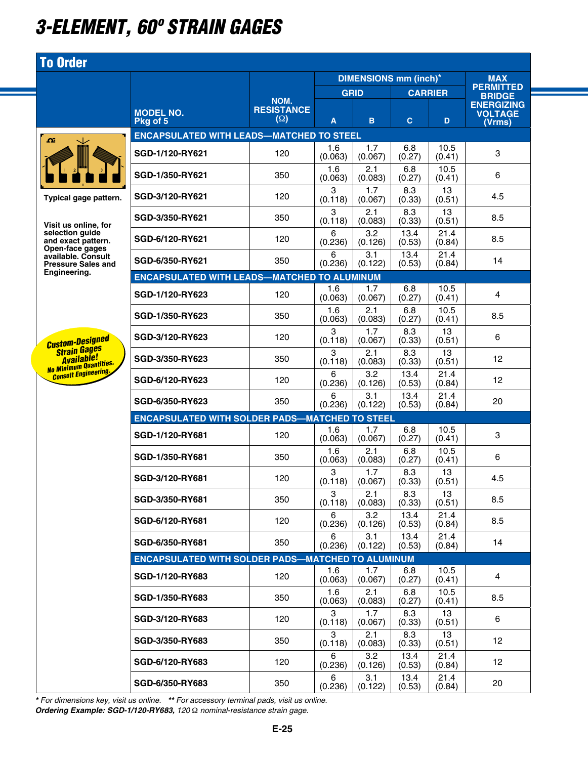# 3-ELEMENT, 60° STRAIN GAGES

## To Order

| MODEL NO. Pkg of 5 | NOM. RESISTANCE (Ω) | DIMENSIONS mm (inch)* GRID A | B | CARRIER C | D | MAX PERMITTED BRIDGE ENERGIZING VOLTAGE (Vrms) |
|---|---|---|---|---|---|---|
| **ENCAPSULATED WITH LEADS—MATCHED TO STEEL** | | | | | | |
| SGD-1/120-RY621 | 120 | 1.6 (0.063) | 1.7 (0.067) | 6.8 (0.27) | 10.5 (0.41) | 3 |
| SGD-1/350-RY621 | 350 | 1.6 (0.063) | 2.1 (0.083) | 6.8 (0.27) | 10.5 (0.41) | 6 |
| SGD-3/120-RY621 | 120 | 3 (0.118) | 1.7 (0.067) | 8.3 (0.33) | 13 (0.51) | 4.5 |
| SGD-3/350-RY621 | 350 | 3 (0.118) | 2.1 (0.083) | 8.3 (0.33) | 13 (0.51) | 8.5 |
| SGD-6/120-RY621 | 120 | 6 (0.236) | 3.2 (0.126) | 13.4 (0.53) | 21.4 (0.84) | 8.5 |
| SGD-6/350-RY621 | 350 | 6 (0.236) | 3.1 (0.122) | 13.4 (0.53) | 21.4 (0.84) | 14 |
| **ENCAPSULATED WITH LEADS—MATCHED TO ALUMINUM** | | | | | | |
| SGD-1/120-RY623 | 120 | 1.6 (0.063) | 1.7 (0.067) | 6.8 (0.27) | 10.5 (0.41) | 4 |
| SGD-1/350-RY623 | 350 | 1.6 (0.063) | 2.1 (0.083) | 6.8 (0.27) | 10.5 (0.41) | 8.5 |
| SGD-3/120-RY623 | 120 | 3 (0.118) | 1.7 (0.067) | 8.3 (0.33) | 13 (0.51) | 6 |
| SGD-3/350-RY623 | 350 | 3 (0.118) | 2.1 (0.083) | 8.3 (0.33) | 13 (0.51) | 12 |
| SGD-6/120-RY623 | 120 | 6 (0.236) | 3.2 (0.126) | 13.4 (0.53) | 21.4 (0.84) | 12 |
| SGD-6/350-RY623 | 350 | 6 (0.236) | 3.1 (0.122) | 13.4 (0.53) | 21.4 (0.84) | 20 |
| **ENCAPSULATED WITH SOLDER PADS—MATCHED TO STEEL** | | | | | | |
| SGD-1/120-RY681 | 120 | 1.6 (0.063) | 1.7 (0.067) | 6.8 (0.27) | 10.5 (0.41) | 3 |
| SGD-1/350-RY681 | 350 | 1.6 (0.063) | 2.1 (0.083) | 6.8 (0.27) | 10.5 (0.41) | 6 |
| SGD-3/120-RY681 | 120 | 3 (0.118) | 1.7 (0.067) | 8.3 (0.33) | 13 (0.51) | 4.5 |
| SGD-3/350-RY681 | 350 | 3 (0.118) | 2.1 (0.083) | 8.3 (0.33) | 13 (0.51) | 8.5 |
| SGD-6/120-RY681 | 120 | 6 (0.236) | 3.2 (0.126) | 13.4 (0.53) | 21.4 (0.84) | 8.5 |
| SGD-6/350-RY681 | 350 | 6 (0.236) | 3.1 (0.122) | 13.4 (0.53) | 21.4 (0.84) | 14 |
| **ENCAPSULATED WITH SOLDER PADS—MATCHED TO ALUMINUM** | | | | | | |
| SGD-1/120-RY683 | 120 | 1.6 (0.063) | 1.7 (0.067) | 6.8 (0.27) | 10.5 (0.41) | 4 |
| SGD-1/350-RY683 | 350 | 1.6 (0.063) | 2.1 (0.083) | 6.8 (0.27) | 10.5 (0.41) | 8.5 |
| SGD-3/120-RY683 | 120 | 3 (0.118) | 1.7 (0.067) | 8.3 (0.33) | 13 (0.51) | 6 |
| SGD-3/350-RY683 | 350 | 3 (0.118) | 2.1 (0.083) | 8.3 (0.33) | 13 (0.51) | 12 |
| SGD-6/120-RY683 | 120 | 6 (0.236) | 3.2 (0.126) | 13.4 (0.53) | 21.4 (0.84) | 12 |
| SGD-6/350-RY683 | 350 | 6 (0.236) | 3.1 (0.122) | 13.4 (0.53) | 21.4 (0.84) | 20 |

**Typical gage pattern.**

**Visit us online, for selection guide and exact pattern. Open-face gages available. Consult Pressure Sales and Engineering.**

***Custom-Designed Strain Gages Available! No Minimum Quantities. Consult Engineering.***

*\* For dimensions key, visit us online. \*\* For accessory terminal pads, visit us online.*

***Ordering Example: SGD-1/120-RY683,*** *120 Ω nominal-resistance strain gage.*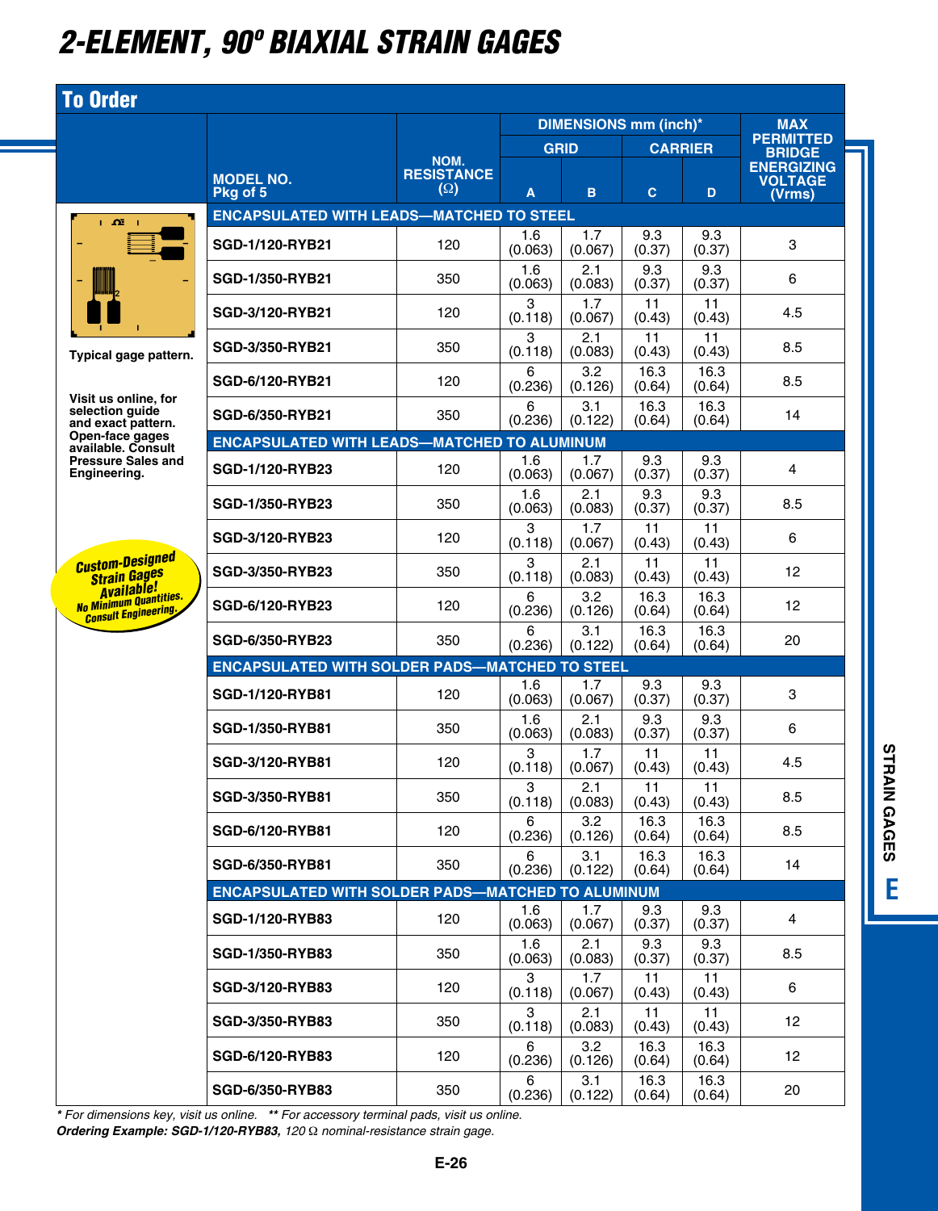# 2-ELEMENT, 90° BIAXIAL STRAIN GAGES

## To Order

Typical gage pattern.

Visit us online, for selection guide and exact pattern. Open-face gages available. Consult Pressure Sales and Engineering.

**Custom-Designed Strain Gages Available! No Minimum Quantities. Consult Engineering.**

| MODEL NO. Pkg of 5 | NOM. RESISTANCE (Ω) | DIMENSIONS mm (inch)* GRID A | GRID B | CARRIER C | CARRIER D | MAX PERMITTED BRIDGE ENERGIZING VOLTAGE (Vrms) |
|---|---|---|---|---|---|---|
| **ENCAPSULATED WITH LEADS—MATCHED TO STEEL** | | | | | | |
| SGD-1/120-RYB21 | 120 | 1.6 (0.063) | 1.7 (0.067) | 9.3 (0.37) | 9.3 (0.37) | 3 |
| SGD-1/350-RYB21 | 350 | 1.6 (0.063) | 2.1 (0.083) | 9.3 (0.37) | 9.3 (0.37) | 6 |
| SGD-3/120-RYB21 | 120 | 3 (0.118) | 1.7 (0.067) | 11 (0.43) | 11 (0.43) | 4.5 |
| SGD-3/350-RYB21 | 350 | 3 (0.118) | 2.1 (0.083) | 11 (0.43) | 11 (0.43) | 8.5 |
| SGD-6/120-RYB21 | 120 | 6 (0.236) | 3.2 (0.126) | 16.3 (0.64) | 16.3 (0.64) | 8.5 |
| SGD-6/350-RYB21 | 350 | 6 (0.236) | 3.1 (0.122) | 16.3 (0.64) | 16.3 (0.64) | 14 |
| **ENCAPSULATED WITH LEADS—MATCHED TO ALUMINUM** | | | | | | |
| SGD-1/120-RYB23 | 120 | 1.6 (0.063) | 1.7 (0.067) | 9.3 (0.37) | 9.3 (0.37) | 4 |
| SGD-1/350-RYB23 | 350 | 1.6 (0.063) | 2.1 (0.083) | 9.3 (0.37) | 9.3 (0.37) | 8.5 |
| SGD-3/120-RYB23 | 120 | 3 (0.118) | 1.7 (0.067) | 11 (0.43) | 11 (0.43) | 6 |
| SGD-3/350-RYB23 | 350 | 3 (0.118) | 2.1 (0.083) | 11 (0.43) | 11 (0.43) | 12 |
| SGD-6/120-RYB23 | 120 | 6 (0.236) | 3.2 (0.126) | 16.3 (0.64) | 16.3 (0.64) | 12 |
| SGD-6/350-RYB23 | 350 | 6 (0.236) | 3.1 (0.122) | 16.3 (0.64) | 16.3 (0.64) | 20 |
| **ENCAPSULATED WITH SOLDER PADS—MATCHED TO STEEL** | | | | | | |
| SGD-1/120-RYB81 | 120 | 1.6 (0.063) | 1.7 (0.067) | 9.3 (0.37) | 9.3 (0.37) | 3 |
| SGD-1/350-RYB81 | 350 | 1.6 (0.063) | 2.1 (0.083) | 9.3 (0.37) | 9.3 (0.37) | 6 |
| SGD-3/120-RYB81 | 120 | 3 (0.118) | 1.7 (0.067) | 11 (0.43) | 11 (0.43) | 4.5 |
| SGD-3/350-RYB81 | 350 | 3 (0.118) | 2.1 (0.083) | 11 (0.43) | 11 (0.43) | 8.5 |
| SGD-6/120-RYB81 | 120 | 6 (0.236) | 3.2 (0.126) | 16.3 (0.64) | 16.3 (0.64) | 8.5 |
| SGD-6/350-RYB81 | 350 | 6 (0.236) | 3.1 (0.122) | 16.3 (0.64) | 16.3 (0.64) | 14 |
| **ENCAPSULATED WITH SOLDER PADS—MATCHED TO ALUMINUM** | | | | | | |
| SGD-1/120-RYB83 | 120 | 1.6 (0.063) | 1.7 (0.067) | 9.3 (0.37) | 9.3 (0.37) | 4 |
| SGD-1/350-RYB83 | 350 | 1.6 (0.063) | 2.1 (0.083) | 9.3 (0.37) | 9.3 (0.37) | 8.5 |
| SGD-3/120-RYB83 | 120 | 3 (0.118) | 1.7 (0.067) | 11 (0.43) | 11 (0.43) | 6 |
| SGD-3/350-RYB83 | 350 | 3 (0.118) | 2.1 (0.083) | 11 (0.43) | 11 (0.43) | 12 |
| SGD-6/120-RYB83 | 120 | 6 (0.236) | 3.2 (0.126) | 16.3 (0.64) | 16.3 (0.64) | 12 |
| SGD-6/350-RYB83 | 350 | 6 (0.236) | 3.1 (0.122) | 16.3 (0.64) | 16.3 (0.64) | 20 |

*\* For dimensions key, visit us online. \*\* For accessory terminal pads, visit us online.*

***Ordering Example: SGD-1/120-RYB83,** 120 Ω nominal-resistance strain gage.*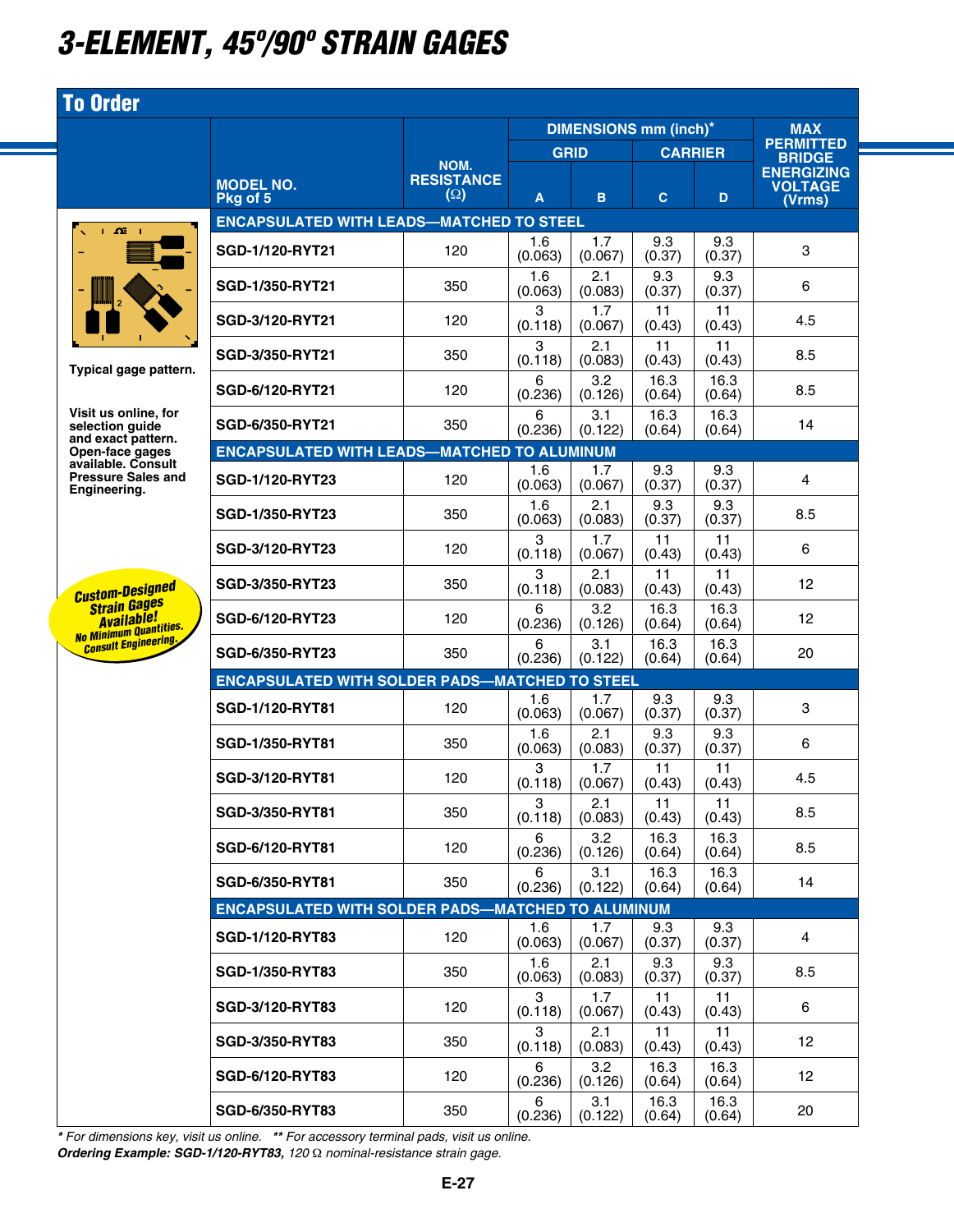# 3-ELEMENT, 45º/90º STRAIN GAGES

## To Order

Typical gage pattern.

Visit us online, for selection guide and exact pattern. Open-face gages available. Consult Pressure Sales and Engineering.

Custom-Designed Strain Gages Available! No Minimum Quantities. Consult Engineering.

| MODEL NO. Pkg of 5 | NOM. RESISTANCE (Ω) | DIMENSIONS mm (inch)* GRID A | B | CARRIER C | D | MAX PERMITTED BRIDGE ENERGIZING VOLTAGE (Vrms) |
|---|---|---|---|---|---|---|
| **ENCAPSULATED WITH LEADS—MATCHED TO STEEL** | | | | | | |
| SGD-1/120-RYT21 | 120 | 1.6 (0.063) | 1.7 (0.067) | 9.3 (0.37) | 9.3 (0.37) | 3 |
| SGD-1/350-RYT21 | 350 | 1.6 (0.063) | 2.1 (0.083) | 9.3 (0.37) | 9.3 (0.37) | 6 |
| SGD-3/120-RYT21 | 120 | 3 (0.118) | 1.7 (0.067) | 11 (0.43) | 11 (0.43) | 4.5 |
| SGD-3/350-RYT21 | 350 | 3 (0.118) | 2.1 (0.083) | 11 (0.43) | 11 (0.43) | 8.5 |
| SGD-6/120-RYT21 | 120 | 6 (0.236) | 3.2 (0.126) | 16.3 (0.64) | 16.3 (0.64) | 8.5 |
| SGD-6/350-RYT21 | 350 | 6 (0.236) | 3.1 (0.122) | 16.3 (0.64) | 16.3 (0.64) | 14 |
| **ENCAPSULATED WITH LEADS—MATCHED TO ALUMINUM** | | | | | | |
| SGD-1/120-RYT23 | 120 | 1.6 (0.063) | 1.7 (0.067) | 9.3 (0.37) | 9.3 (0.37) | 4 |
| SGD-1/350-RYT23 | 350 | 1.6 (0.063) | 2.1 (0.083) | 9.3 (0.37) | 9.3 (0.37) | 8.5 |
| SGD-3/120-RYT23 | 120 | 3 (0.118) | 1.7 (0.067) | 11 (0.43) | 11 (0.43) | 6 |
| SGD-3/350-RYT23 | 350 | 3 (0.118) | 2.1 (0.083) | 11 (0.43) | 11 (0.43) | 12 |
| SGD-6/120-RYT23 | 120 | 6 (0.236) | 3.2 (0.126) | 16.3 (0.64) | 16.3 (0.64) | 12 |
| SGD-6/350-RYT23 | 350 | 6 (0.236) | 3.1 (0.122) | 16.3 (0.64) | 16.3 (0.64) | 20 |
| **ENCAPSULATED WITH SOLDER PADS—MATCHED TO STEEL** | | | | | | |
| SGD-1/120-RYT81 | 120 | 1.6 (0.063) | 1.7 (0.067) | 9.3 (0.37) | 9.3 (0.37) | 3 |
| SGD-1/350-RYT81 | 350 | 1.6 (0.063) | 2.1 (0.083) | 9.3 (0.37) | 9.3 (0.37) | 6 |
| SGD-3/120-RYT81 | 120 | 3 (0.118) | 1.7 (0.067) | 11 (0.43) | 11 (0.43) | 4.5 |
| SGD-3/350-RYT81 | 350 | 3 (0.118) | 2.1 (0.083) | 11 (0.43) | 11 (0.43) | 8.5 |
| SGD-6/120-RYT81 | 120 | 6 (0.236) | 3.2 (0.126) | 16.3 (0.64) | 16.3 (0.64) | 8.5 |
| SGD-6/350-RYT81 | 350 | 6 (0.236) | 3.1 (0.122) | 16.3 (0.64) | 16.3 (0.64) | 14 |
| **ENCAPSULATED WITH SOLDER PADS—MATCHED TO ALUMINUM** | | | | | | |
| SGD-1/120-RYT83 | 120 | 1.6 (0.063) | 1.7 (0.067) | 9.3 (0.37) | 9.3 (0.37) | 4 |
| SGD-1/350-RYT83 | 350 | 1.6 (0.063) | 2.1 (0.083) | 9.3 (0.37) | 9.3 (0.37) | 8.5 |
| SGD-3/120-RYT83 | 120 | 3 (0.118) | 1.7 (0.067) | 11 (0.43) | 11 (0.43) | 6 |
| SGD-3/350-RYT83 | 350 | 3 (0.118) | 2.1 (0.083) | 11 (0.43) | 11 (0.43) | 12 |
| SGD-6/120-RYT83 | 120 | 6 (0.236) | 3.2 (0.126) | 16.3 (0.64) | 16.3 (0.64) | 12 |
| SGD-6/350-RYT83 | 350 | 6 (0.236) | 3.1 (0.122) | 16.3 (0.64) | 16.3 (0.64) | 20 |

*\* For dimensions key, visit us online. \*\* For accessory terminal pads, visit us online.*

***Ordering Example: SGD-1/120-RYT83,*** *120 Ω nominal-resistance strain gage.*